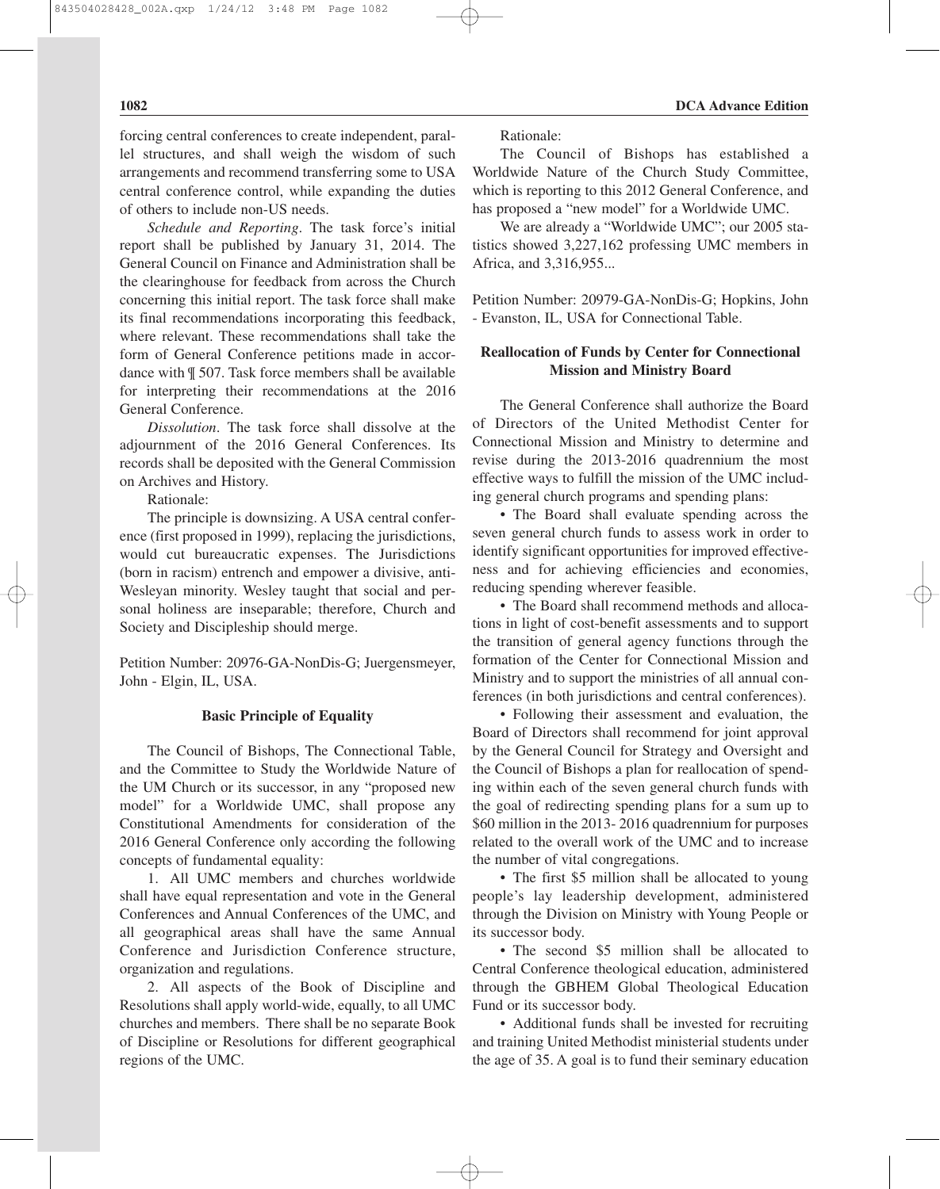forcing central conferences to create independent, parallel structures, and shall weigh the wisdom of such arrangements and recommend transferring some to USA central conference control, while expanding the duties of others to include non-US needs.

*Schedule and Reporting*. The task force's initial report shall be published by January 31, 2014. The General Council on Finance and Administration shall be the clearinghouse for feedback from across the Church concerning this initial report. The task force shall make its final recommendations incorporating this feedback, where relevant. These recommendations shall take the form of General Conference petitions made in accordance with ¶ 507. Task force members shall be available for interpreting their recommendations at the 2016 General Conference.

*Dissolution*. The task force shall dissolve at the adjournment of the 2016 General Conferences. Its records shall be deposited with the General Commission on Archives and History.

Rationale:

The principle is downsizing. A USA central conference (first proposed in 1999), replacing the jurisdictions, would cut bureaucratic expenses. The Jurisdictions (born in racism) entrench and empower a divisive, anti-Wesleyan minority. Wesley taught that social and personal holiness are inseparable; therefore, Church and Society and Discipleship should merge.

Petition Number: 20976-GA-NonDis-G; Juergensmeyer, John - Elgin, IL, USA.

### Basic Principle of Equality

The Council of Bishops, The Connectional Table, and the Committee to Study the Worldwide Nature of the UM Church or its successor, in any "proposed new model" for a Worldwide UMC, shall propose any Constitutional Amendments for consideration of the 2016 General Conference only according the following concepts of fundamental equality:

1. All UMC members and churches worldwide shall have equal representation and vote in the General Conferences and Annual Conferences of the UMC, and all geographical areas shall have the same Annual Conference and Jurisdiction Conference structure, organization and regulations.

2. All aspects of the Book of Discipline and Resolutions shall apply world-wide, equally, to all UMC churches and members. There shall be no separate Book of Discipline or Resolutions for different geographical regions of the UMC.

Rationale:

The Council of Bishops has established a Worldwide Nature of the Church Study Committee, which is reporting to this 2012 General Conference, and has proposed a "new model" for a Worldwide UMC.

We are already a "Worldwide UMC"; our 2005 statistics showed 3,227,162 professing UMC members in Africa, and 3,316,955...

Petition Number: 20979-GA-NonDis-G; Hopkins, John - Evanston, IL, USA for Connectional Table.

### Reallocation of Funds by Center for Connectional Mission and Ministry Board

The General Conference shall authorize the Board of Directors of the United Methodist Center for Connectional Mission and Ministry to determine and revise during the 2013-2016 quadrennium the most effective ways to fulfill the mission of the UMC including general church programs and spending plans:

- The Board shall evaluate spending across the seven general church funds to assess work in order to identify significant opportunities for improved effectiveness and for achieving efficiencies and economies, reducing spending wherever feasible.
- The Board shall recommend methods and allocations in light of cost-benefit assessments and to support the transition of general agency functions through the formation of the Center for Connectional Mission and Ministry and to support the ministries of all annual conferences (in both jurisdictions and central conferences).
- Following their assessment and evaluation, the Board of Directors shall recommend for joint approval by the General Council for Strategy and Oversight and the Council of Bishops a plan for reallocation of spending within each of the seven general church funds with the goal of redirecting spending plans for a sum up to \$60 million in the 2013- 2016 quadrennium for purposes related to the overall work of the UMC and to increase the number of vital congregations.
- The first \$5 million shall be allocated to young people's lay leadership development, administered through the Division on Ministry with Young People or its successor body.
- The second \$5 million shall be allocated to Central Conference theological education, administered through the GBHEM Global Theological Education Fund or its successor body.
- Additional funds shall be invested for recruiting and training United Methodist ministerial students under the age of 35. A goal is to fund their seminary education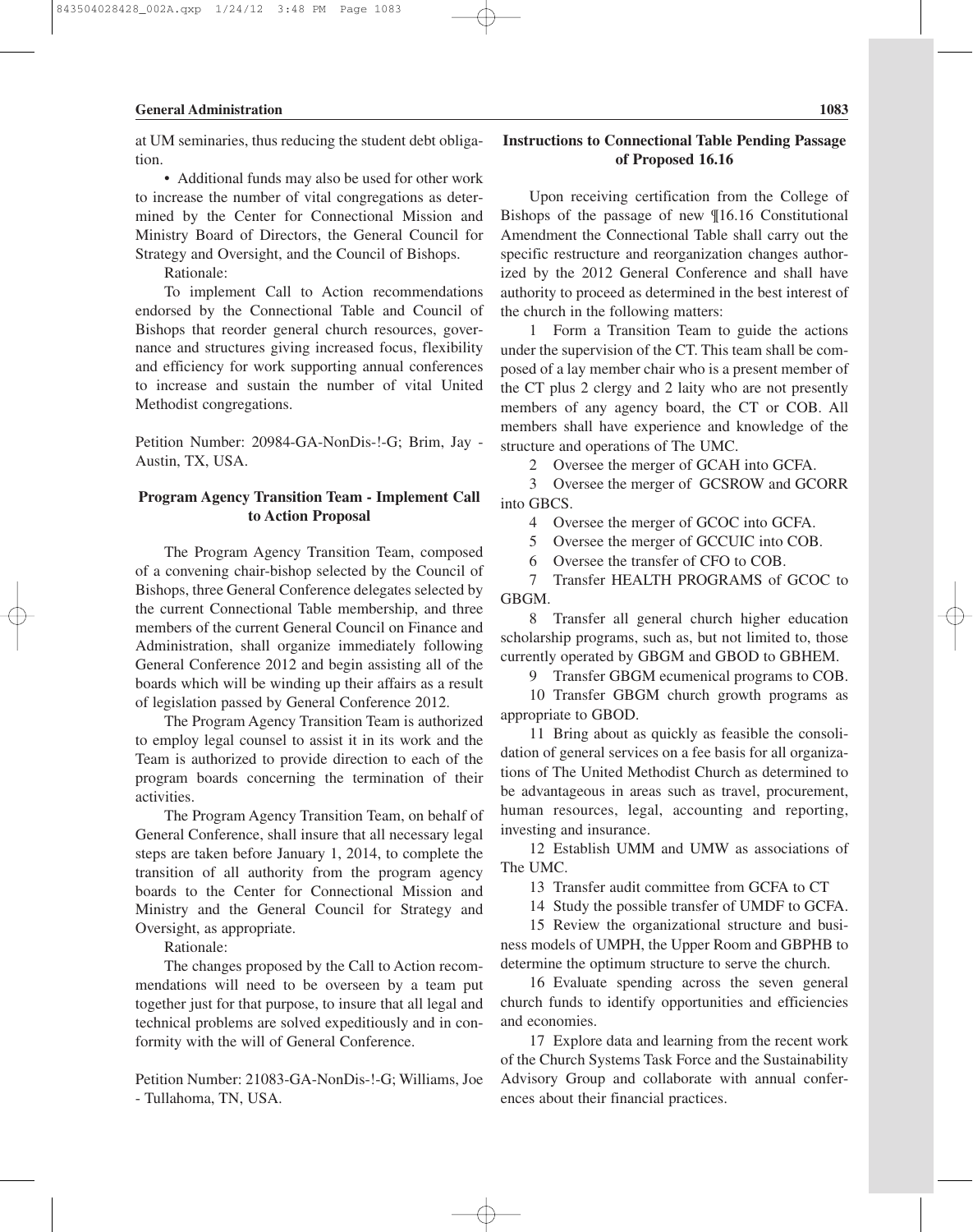at UM seminaries, thus reducing the student debt obligation.

• Additional funds may also be used for other work to increase the number of vital congregations as determined by the Center for Connectional Mission and Ministry Board of Directors, the General Council for Strategy and Oversight, and the Council of Bishops.

Rationale:

To implement Call to Action recommendations endorsed by the Connectional Table and Council of Bishops that reorder general church resources, governance and structures giving increased focus, flexibility and efficiency for work supporting annual conferences to increase and sustain the number of vital United Methodist congregations.

Petition Number: 20984-GA-NonDis-!-G; Brim, Jay - Austin, TX, USA.

### Program Agency Transition Team - Implement Call to Action Proposal

The Program Agency Transition Team, composed of a convening chair-bishop selected by the Council of Bishops, three General Conference delegates selected by the current Connectional Table membership, and three members of the current General Council on Finance and Administration, shall organize immediately following General Conference 2012 and begin assisting all of the boards which will be winding up their affairs as a result of legislation passed by General Conference 2012.

The Program Agency Transition Team is authorized to employ legal counsel to assist it in its work and the Team is authorized to provide direction to each of the program boards concerning the termination of their activities.

The Program Agency Transition Team, on behalf of General Conference, shall insure that all necessary legal steps are taken before January 1, 2014, to complete the transition of all authority from the program agency boards to the Center for Connectional Mission and Ministry and the General Council for Strategy and Oversight, as appropriate.

Rationale:

The changes proposed by the Call to Action recommendations will need to be overseen by a team put together just for that purpose, to insure that all legal and technical problems are solved expeditiously and in conformity with the will of General Conference.

Petition Number: 21083-GA-NonDis-!-G; Williams, Joe - Tullahoma, TN, USA.

### Instructions to Connectional Table Pending Passage of Proposed 16.16

Upon receiving certification from the College of Bishops of the passage of new ¶16.16 Constitutional Amendment the Connectional Table shall carry out the specific restructure and reorganization changes authorized by the 2012 General Conference and shall have authority to proceed as determined in the best interest of the church in the following matters:

1 Form a Transition Team to guide the actions under the supervision of the CT. This team shall be composed of a lay member chair who is a present member of the CT plus 2 clergy and 2 laity who are not presently members of any agency board, the CT or COB. All members shall have experience and knowledge of the structure and operations of The UMC.

2 Oversee the merger of GCAH into GCFA.

3 Oversee the merger of GCSROW and GCORR into GBCS.

4 Oversee the merger of GCOC into GCFA.

5 Oversee the merger of GCCUIC into COB.

6 Oversee the transfer of CFO to COB.

7 Transfer HEALTH PROGRAMS of GCOC to GBGM.

8 Transfer all general church higher education scholarship programs, such as, but not limited to, those currently operated by GBGM and GBOD to GBHEM.

9 Transfer GBGM ecumenical programs to COB.

10 Transfer GBGM church growth programs as appropriate to GBOD.

11 Bring about as quickly as feasible the consolidation of general services on a fee basis for all organizations of The United Methodist Church as determined to be advantageous in areas such as travel, procurement, human resources, legal, accounting and reporting, investing and insurance.

12 Establish UMM and UMW as associations of The UMC.

13 Transfer audit committee from GCFA to CT

14 Study the possible transfer of UMDF to GCFA.

15 Review the organizational structure and business models of UMPH, the Upper Room and GBPHB to determine the optimum structure to serve the church.

16 Evaluate spending across the seven general church funds to identify opportunities and efficiencies and economies.

17 Explore data and learning from the recent work of the Church Systems Task Force and the Sustainability Advisory Group and collaborate with annual conferences about their financial practices.